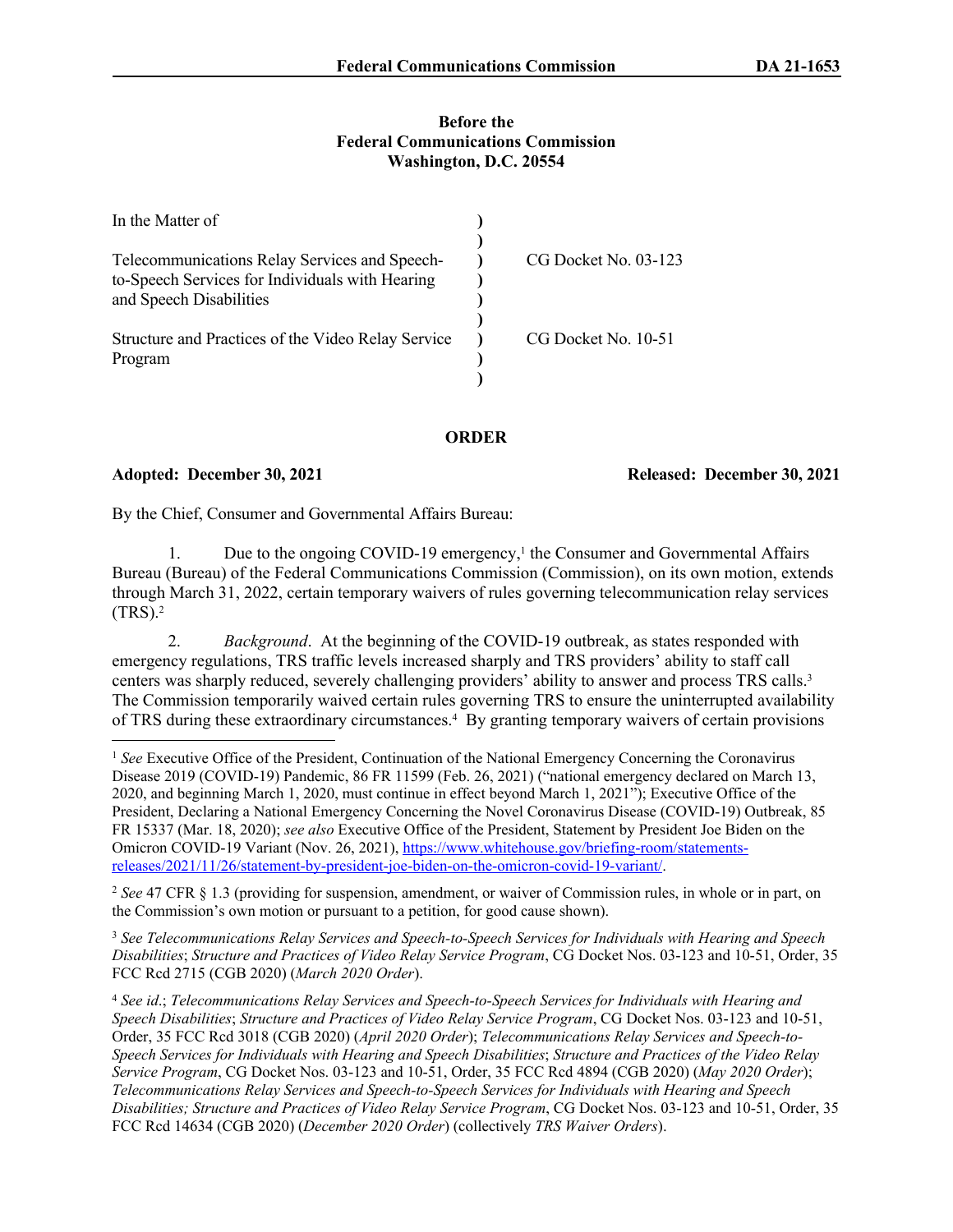**Before the**
**Federal Communications Commission**
**Washington, D.C. 20554**

| | | |
|---|---|---|
| In the Matter of | ) | |
| | ) | |
| Telecommunications Relay Services and Speech-to-Speech Services for Individuals with Hearing and Speech Disabilities | ) | CG Docket No. 03-123 |
| | ) | |
| Structure and Practices of the Video Relay Service Program | ) | CG Docket No. 10-51 |
| | ) | |

**ORDER**

**Adopted: December 30, 2021** **Released: December 30, 2021**

By the Chief, Consumer and Governmental Affairs Bureau:

1. Due to the ongoing COVID-19 emergency,[1] the Consumer and Governmental Affairs Bureau (Bureau) of the Federal Communications Commission (Commission), on its own motion, extends through March 31, 2022, certain temporary waivers of rules governing telecommunication relay services (TRS).[2]

2. *Background*. At the beginning of the COVID-19 outbreak, as states responded with emergency regulations, TRS traffic levels increased sharply and TRS providers' ability to staff call centers was sharply reduced, severely challenging providers' ability to answer and process TRS calls.[3] The Commission temporarily waived certain rules governing TRS to ensure the uninterrupted availability of TRS during these extraordinary circumstances.[4] By granting temporary waivers of certain provisions

---

[1] *See* Executive Office of the President, Continuation of the National Emergency Concerning the Coronavirus Disease 2019 (COVID-19) Pandemic, 86 FR 11599 (Feb. 26, 2021) ("national emergency declared on March 13, 2020, and beginning March 1, 2020, must continue in effect beyond March 1, 2021"); Executive Office of the President, Declaring a National Emergency Concerning the Novel Coronavirus Disease (COVID-19) Outbreak, 85 FR 15337 (Mar. 18, 2020); *see also* Executive Office of the President, Statement by President Joe Biden on the Omicron COVID-19 Variant (Nov. 26, 2021), https://www.whitehouse.gov/briefing-room/statements-releases/2021/11/26/statement-by-president-joe-biden-on-the-omicron-covid-19-variant/.

[2] *See* 47 CFR § 1.3 (providing for suspension, amendment, or waiver of Commission rules, in whole or in part, on the Commission's own motion or pursuant to a petition, for good cause shown).

[3] *See Telecommunications Relay Services and Speech-to-Speech Services for Individuals with Hearing and Speech Disabilities*; *Structure and Practices of Video Relay Service Program*, CG Docket Nos. 03-123 and 10-51, Order, 35 FCC Rcd 2715 (CGB 2020) (*March 2020 Order*).

[4] *See id.*; *Telecommunications Relay Services and Speech-to-Speech Services for Individuals with Hearing and Speech Disabilities*; *Structure and Practices of Video Relay Service Program*, CG Docket Nos. 03-123 and 10-51, Order, 35 FCC Rcd 3018 (CGB 2020) (*April 2020 Order*); *Telecommunications Relay Services and Speech-to-Speech Services for Individuals with Hearing and Speech Disabilities*; *Structure and Practices of the Video Relay Service Program*, CG Docket Nos. 03-123 and 10-51, Order, 35 FCC Rcd 4894 (CGB 2020) (*May 2020 Order*); *Telecommunications Relay Services and Speech-to-Speech Services for Individuals with Hearing and Speech Disabilities; Structure and Practices of Video Relay Service Program*, CG Docket Nos. 03-123 and 10-51, Order, 35 FCC Rcd 14634 (CGB 2020) (*December 2020 Order*) (collectively *TRS Waiver Orders*).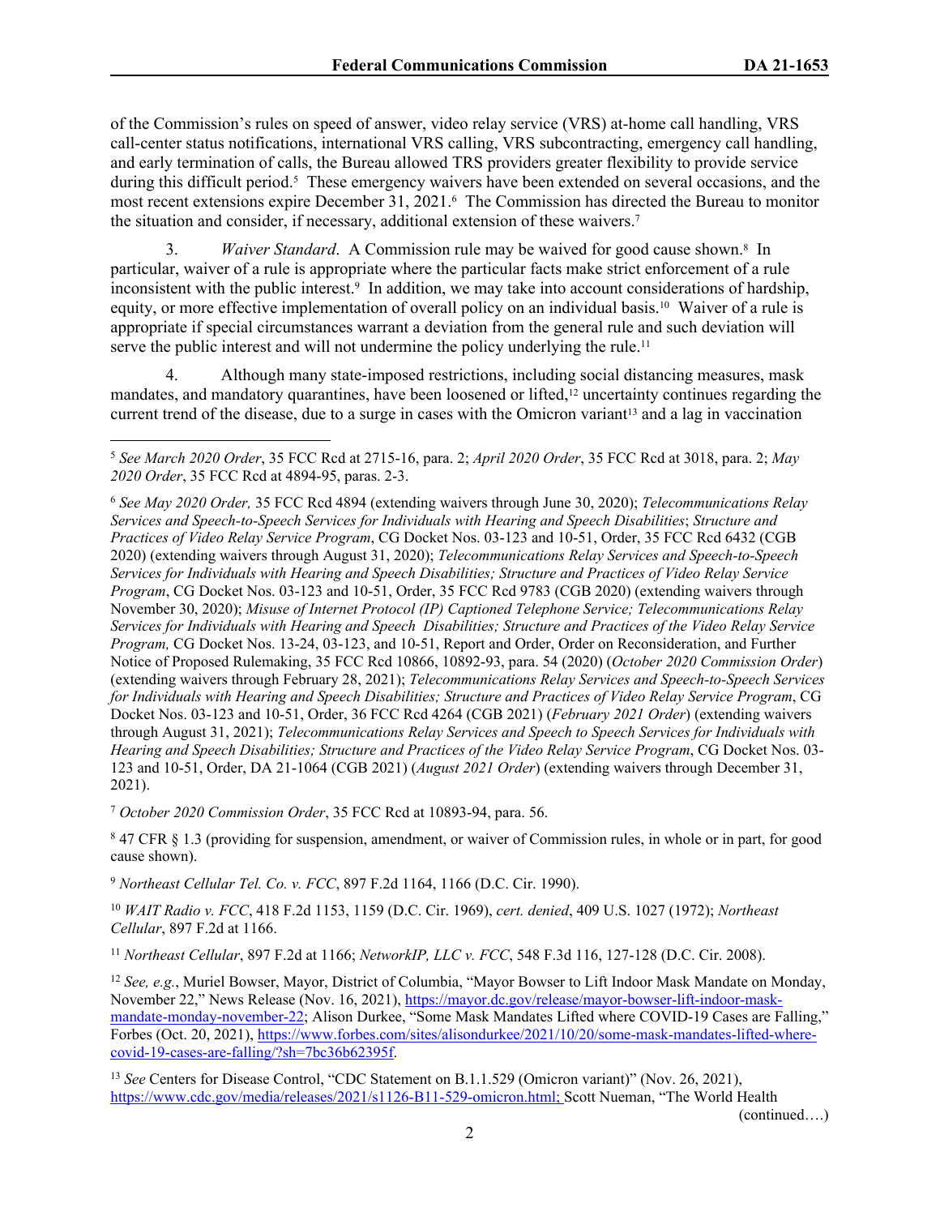of the Commission's rules on speed of answer, video relay service (VRS) at-home call handling, VRS call-center status notifications, international VRS calling, VRS subcontracting, emergency call handling, and early termination of calls, the Bureau allowed TRS providers greater flexibility to provide service during this difficult period.[5] These emergency waivers have been extended on several occasions, and the most recent extensions expire December 31, 2021.[6] The Commission has directed the Bureau to monitor the situation and consider, if necessary, additional extension of these waivers.[7]

3. *Waiver Standard*. A Commission rule may be waived for good cause shown.[8] In particular, waiver of a rule is appropriate where the particular facts make strict enforcement of a rule inconsistent with the public interest.[9] In addition, we may take into account considerations of hardship, equity, or more effective implementation of overall policy on an individual basis.[10] Waiver of a rule is appropriate if special circumstances warrant a deviation from the general rule and such deviation will serve the public interest and will not undermine the policy underlying the rule.[11]

4. Although many state-imposed restrictions, including social distancing measures, mask mandates, and mandatory quarantines, have been loosened or lifted,[12] uncertainty continues regarding the current trend of the disease, due to a surge in cases with the Omicron variant[13] and a lag in vaccination

---

[5] *See March 2020 Order*, 35 FCC Rcd at 2715-16, para. 2; *April 2020 Order*, 35 FCC Rcd at 3018, para. 2; *May 2020 Order*, 35 FCC Rcd at 4894-95, paras. 2-3.

[6] *See May 2020 Order,* 35 FCC Rcd 4894 (extending waivers through June 30, 2020); *Telecommunications Relay Services and Speech-to-Speech Services for Individuals with Hearing and Speech Disabilities*; *Structure and Practices of Video Relay Service Program*, CG Docket Nos. 03-123 and 10-51, Order, 35 FCC Rcd 6432 (CGB 2020) (extending waivers through August 31, 2020); *Telecommunications Relay Services and Speech-to-Speech Services for Individuals with Hearing and Speech Disabilities; Structure and Practices of Video Relay Service Program*, CG Docket Nos. 03-123 and 10-51, Order, 35 FCC Rcd 9783 (CGB 2020) (extending waivers through November 30, 2020); *Misuse of Internet Protocol (IP) Captioned Telephone Service; Telecommunications Relay Services for Individuals with Hearing and Speech Disabilities; Structure and Practices of the Video Relay Service Program,* CG Docket Nos. 13-24, 03-123, and 10-51, Report and Order, Order on Reconsideration, and Further Notice of Proposed Rulemaking, 35 FCC Rcd 10866, 10892-93, para. 54 (2020) (*October 2020 Commission Order*) (extending waivers through February 28, 2021); *Telecommunications Relay Services and Speech-to-Speech Services for Individuals with Hearing and Speech Disabilities; Structure and Practices of Video Relay Service Program*, CG Docket Nos. 03-123 and 10-51, Order, 36 FCC Rcd 4264 (CGB 2021) (*February 2021 Order*) (extending waivers through August 31, 2021); *Telecommunications Relay Services and Speech to Speech Services for Individuals with Hearing and Speech Disabilities; Structure and Practices of the Video Relay Service Program*, CG Docket Nos. 03-123 and 10-51, Order, DA 21-1064 (CGB 2021) (*August 2021 Order*) (extending waivers through December 31, 2021).

[7] *October 2020 Commission Order*, 35 FCC Rcd at 10893-94, para. 56.

[8] 47 CFR § 1.3 (providing for suspension, amendment, or waiver of Commission rules, in whole or in part, for good cause shown).

[9] *Northeast Cellular Tel. Co. v. FCC*, 897 F.2d 1164, 1166 (D.C. Cir. 1990).

[10] *WAIT Radio v. FCC*, 418 F.2d 1153, 1159 (D.C. Cir. 1969), *cert. denied*, 409 U.S. 1027 (1972); *Northeast Cellular*, 897 F.2d at 1166.

[11] *Northeast Cellular*, 897 F.2d at 1166; *NetworkIP, LLC v. FCC*, 548 F.3d 116, 127-128 (D.C. Cir. 2008).

[12] *See, e.g.*, Muriel Bowser, Mayor, District of Columbia, "Mayor Bowser to Lift Indoor Mask Mandate on Monday, November 22," News Release (Nov. 16, 2021), https://mayor.dc.gov/release/mayor-bowser-lift-indoor-mask-mandate-monday-november-22; Alison Durkee, "Some Mask Mandates Lifted where COVID-19 Cases are Falling," Forbes (Oct. 20, 2021), https://www.forbes.com/sites/alisondurkee/2021/10/20/some-mask-mandates-lifted-where-covid-19-cases-are-falling/?sh=7bc36b62395f.

[13] *See* Centers for Disease Control, "CDC Statement on B.1.1.529 (Omicron variant)" (Nov. 26, 2021), https://www.cdc.gov/media/releases/2021/s1126-B11-529-omicron.html; Scott Nueman, "The World Health

(continued….)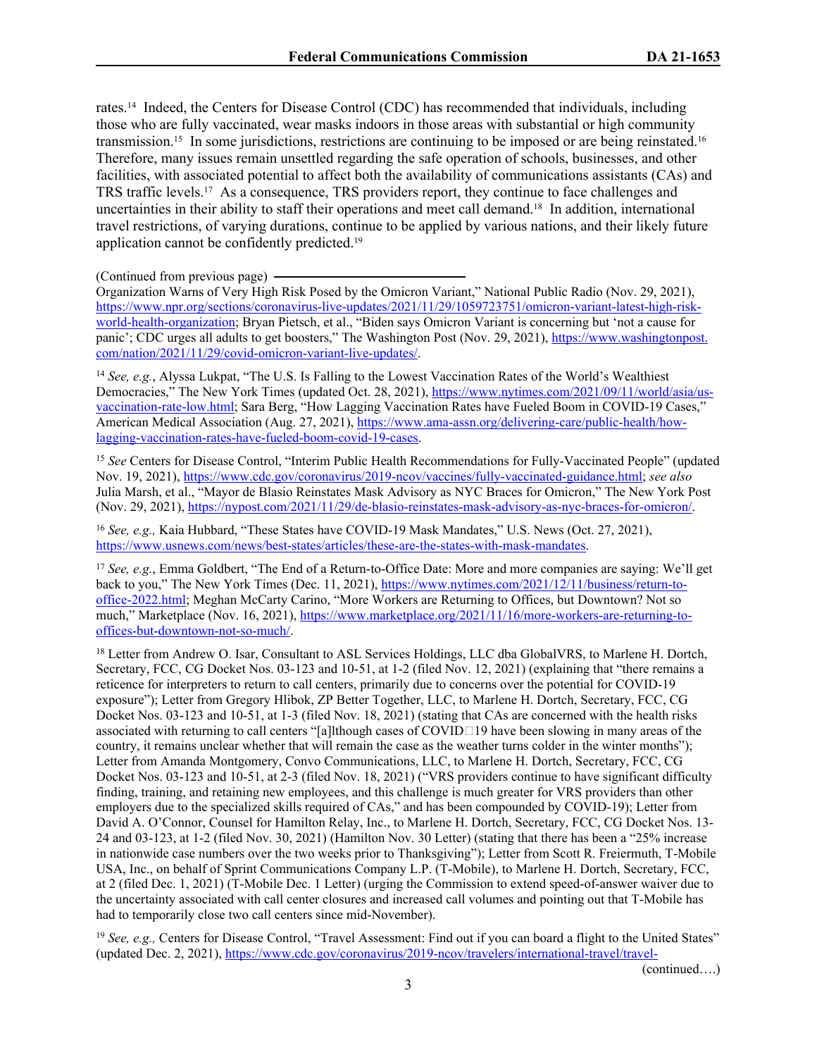rates.[14] Indeed, the Centers for Disease Control (CDC) has recommended that individuals, including those who are fully vaccinated, wear masks indoors in those areas with substantial or high community transmission.[15] In some jurisdictions, restrictions are continuing to be imposed or are being reinstated.[16] Therefore, many issues remain unsettled regarding the safe operation of schools, businesses, and other facilities, with associated potential to affect both the availability of communications assistants (CAs) and TRS traffic levels.[17] As a consequence, TRS providers report, they continue to face challenges and uncertainties in their ability to staff their operations and meet call demand.[18] In addition, international travel restrictions, of varying durations, continue to be applied by various nations, and their likely future application cannot be confidently predicted.[19]

(Continued from previous page)

Organization Warns of Very High Risk Posed by the Omicron Variant," National Public Radio (Nov. 29, 2021), https://www.npr.org/sections/coronavirus-live-updates/2021/11/29/1059723751/omicron-variant-latest-high-risk-world-health-organization; Bryan Pietsch, et al., "Biden says Omicron Variant is concerning but 'not a cause for panic'; CDC urges all adults to get boosters," The Washington Post (Nov. 29, 2021), https://www.washingtonpost.com/nation/2021/11/29/covid-omicron-variant-live-updates/.

[14] *See, e.g.*, Alyssa Lukpat, "The U.S. Is Falling to the Lowest Vaccination Rates of the World's Wealthiest Democracies," The New York Times (updated Oct. 28, 2021), https://www.nytimes.com/2021/09/11/world/asia/us-vaccination-rate-low.html; Sara Berg, "How Lagging Vaccination Rates have Fueled Boom in COVID-19 Cases," American Medical Association (Aug. 27, 2021), https://www.ama-assn.org/delivering-care/public-health/how-lagging-vaccination-rates-have-fueled-boom-covid-19-cases.

[15] *See* Centers for Disease Control, "Interim Public Health Recommendations for Fully-Vaccinated People" (updated Nov. 19, 2021), https://www.cdc.gov/coronavirus/2019-ncov/vaccines/fully-vaccinated-guidance.html; *see also* Julia Marsh, et al., "Mayor de Blasio Reinstates Mask Advisory as NYC Braces for Omicron," The New York Post (Nov. 29, 2021), https://nypost.com/2021/11/29/de-blasio-reinstates-mask-advisory-as-nyc-braces-for-omicron/.

[16] *See, e.g.,* Kaia Hubbard, "These States have COVID-19 Mask Mandates," U.S. News (Oct. 27, 2021), https://www.usnews.com/news/best-states/articles/these-are-the-states-with-mask-mandates.

[17] *See, e.g.*, Emma Goldbert, "The End of a Return-to-Office Date: More and more companies are saying: We'll get back to you," The New York Times (Dec. 11, 2021), https://www.nytimes.com/2021/12/11/business/return-to-office-2022.html; Meghan McCarty Carino, "More Workers are Returning to Offices, but Downtown? Not so much," Marketplace (Nov. 16, 2021), https://www.marketplace.org/2021/11/16/more-workers-are-returning-to-offices-but-downtown-not-so-much/.

[18] Letter from Andrew O. Isar, Consultant to ASL Services Holdings, LLC dba GlobalVRS, to Marlene H. Dortch, Secretary, FCC, CG Docket Nos. 03-123 and 10-51, at 1-2 (filed Nov. 12, 2021) (explaining that "there remains a reticence for interpreters to return to call centers, primarily due to concerns over the potential for COVID-19 exposure"); Letter from Gregory Hlibok, ZP Better Together, LLC, to Marlene H. Dortch, Secretary, FCC, CG Docket Nos. 03-123 and 10-51, at 1-3 (filed Nov. 18, 2021) (stating that CAs are concerned with the health risks associated with returning to call centers "[a]lthough cases of COVID‑19 have been slowing in many areas of the country, it remains unclear whether that will remain the case as the weather turns colder in the winter months"); Letter from Amanda Montgomery, Convo Communications, LLC, to Marlene H. Dortch, Secretary, FCC, CG Docket Nos. 03-123 and 10-51, at 2-3 (filed Nov. 18, 2021) ("VRS providers continue to have significant difficulty finding, training, and retaining new employees, and this challenge is much greater for VRS providers than other employers due to the specialized skills required of CAs," and has been compounded by COVID-19); Letter from David A. O'Connor, Counsel for Hamilton Relay, Inc., to Marlene H. Dortch, Secretary, FCC, CG Docket Nos. 13-24 and 03-123, at 1-2 (filed Nov. 30, 2021) (Hamilton Nov. 30 Letter) (stating that there has been a "25% increase in nationwide case numbers over the two weeks prior to Thanksgiving"); Letter from Scott R. Freiermuth, T-Mobile USA, Inc., on behalf of Sprint Communications Company L.P. (T-Mobile), to Marlene H. Dortch, Secretary, FCC, at 2 (filed Dec. 1, 2021) (T-Mobile Dec. 1 Letter) (urging the Commission to extend speed-of-answer waiver due to the uncertainty associated with call center closures and increased call volumes and pointing out that T-Mobile has had to temporarily close two call centers since mid-November).

[19] *See, e.g.,* Centers for Disease Control, "Travel Assessment: Find out if you can board a flight to the United States" (updated Dec. 2, 2021), https://www.cdc.gov/coronavirus/2019-ncov/travelers/international-travel/travel-

(continued….)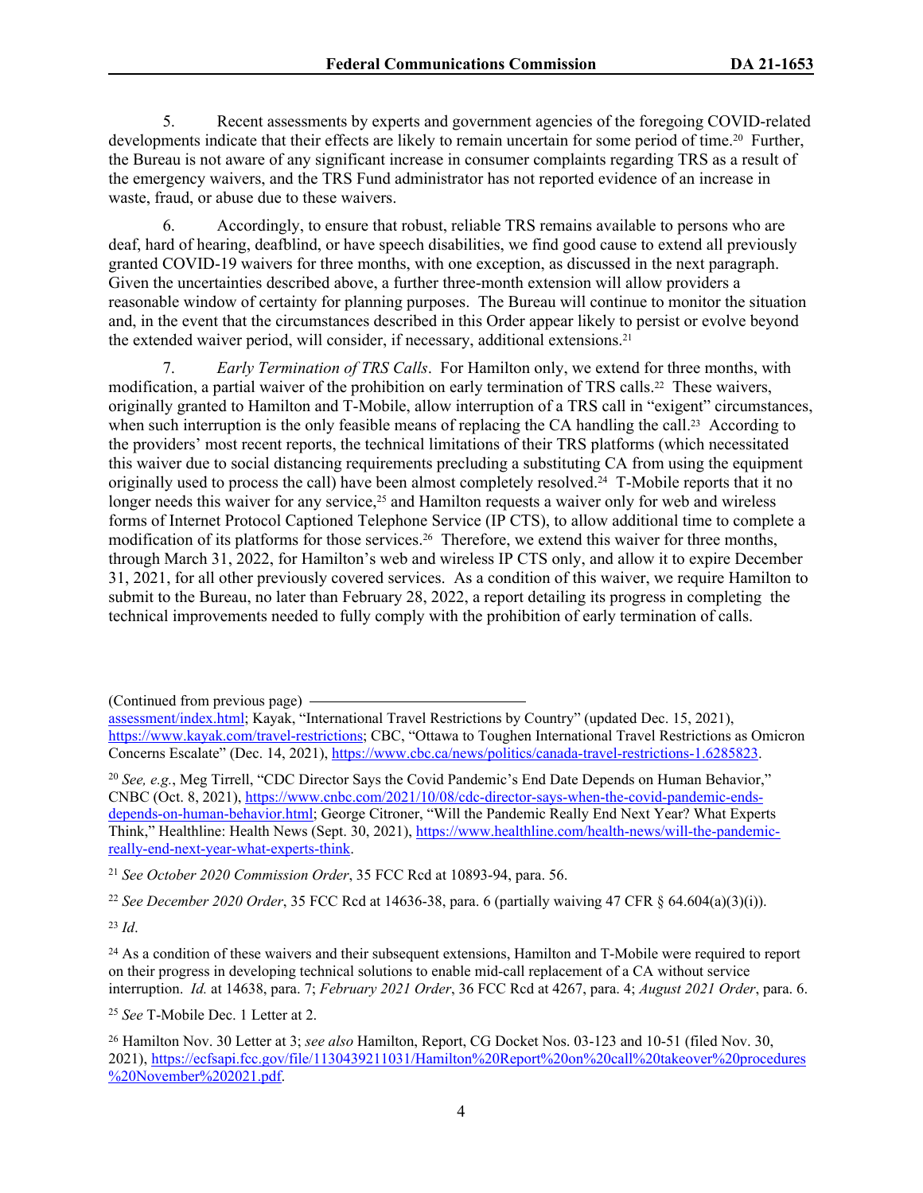5. Recent assessments by experts and government agencies of the foregoing COVID-related developments indicate that their effects are likely to remain uncertain for some period of time.[20] Further, the Bureau is not aware of any significant increase in consumer complaints regarding TRS as a result of the emergency waivers, and the TRS Fund administrator has not reported evidence of an increase in waste, fraud, or abuse due to these waivers.

6. Accordingly, to ensure that robust, reliable TRS remains available to persons who are deaf, hard of hearing, deafblind, or have speech disabilities, we find good cause to extend all previously granted COVID-19 waivers for three months, with one exception, as discussed in the next paragraph. Given the uncertainties described above, a further three-month extension will allow providers a reasonable window of certainty for planning purposes. The Bureau will continue to monitor the situation and, in the event that the circumstances described in this Order appear likely to persist or evolve beyond the extended waiver period, will consider, if necessary, additional extensions.[21]

7. *Early Termination of TRS Calls*. For Hamilton only, we extend for three months, with modification, a partial waiver of the prohibition on early termination of TRS calls.[22] These waivers, originally granted to Hamilton and T-Mobile, allow interruption of a TRS call in "exigent" circumstances, when such interruption is the only feasible means of replacing the CA handling the call.[23] According to the providers' most recent reports, the technical limitations of their TRS platforms (which necessitated this waiver due to social distancing requirements precluding a substituting CA from using the equipment originally used to process the call) have been almost completely resolved.[24] T-Mobile reports that it no longer needs this waiver for any service,[25] and Hamilton requests a waiver only for web and wireless forms of Internet Protocol Captioned Telephone Service (IP CTS), to allow additional time to complete a modification of its platforms for those services.[26] Therefore, we extend this waiver for three months, through March 31, 2022, for Hamilton's web and wireless IP CTS only, and allow it to expire December 31, 2021, for all other previously covered services. As a condition of this waiver, we require Hamilton to submit to the Bureau, no later than February 28, 2022, a report detailing its progress in completing the technical improvements needed to fully comply with the prohibition of early termination of calls.

---

(Continued from previous page)

assessment/index.html; Kayak, "International Travel Restrictions by Country" (updated Dec. 15, 2021), https://www.kayak.com/travel-restrictions; CBC, "Ottawa to Toughen International Travel Restrictions as Omicron Concerns Escalate" (Dec. 14, 2021), https://www.cbc.ca/news/politics/canada-travel-restrictions-1.6285823.

[20] *See, e.g.*, Meg Tirrell, "CDC Director Says the Covid Pandemic's End Date Depends on Human Behavior," CNBC (Oct. 8, 2021), https://www.cnbc.com/2021/10/08/cdc-director-says-when-the-covid-pandemic-ends-depends-on-human-behavior.html; George Citroner, "Will the Pandemic Really End Next Year? What Experts Think," Healthline: Health News (Sept. 30, 2021), https://www.healthline.com/health-news/will-the-pandemic-really-end-next-year-what-experts-think.

[21] *See October 2020 Commission Order*, 35 FCC Rcd at 10893-94, para. 56.

[22] *See December 2020 Order*, 35 FCC Rcd at 14636-38, para. 6 (partially waiving 47 CFR § 64.604(a)(3)(i)).

[23] *Id*.

[24] As a condition of these waivers and their subsequent extensions, Hamilton and T-Mobile were required to report on their progress in developing technical solutions to enable mid-call replacement of a CA without service interruption. *Id.* at 14638, para. 7; *February 2021 Order*, 36 FCC Rcd at 4267, para. 4; *August 2021 Order*, para. 6.

[25] *See* T-Mobile Dec. 1 Letter at 2.

[26] Hamilton Nov. 30 Letter at 3; *see also* Hamilton, Report, CG Docket Nos. 03-123 and 10-51 (filed Nov. 30, 2021), https://ecfsapi.fcc.gov/file/1130439211031/Hamilton%20Report%20on%20call%20takeover%20procedures%20November%202021.pdf.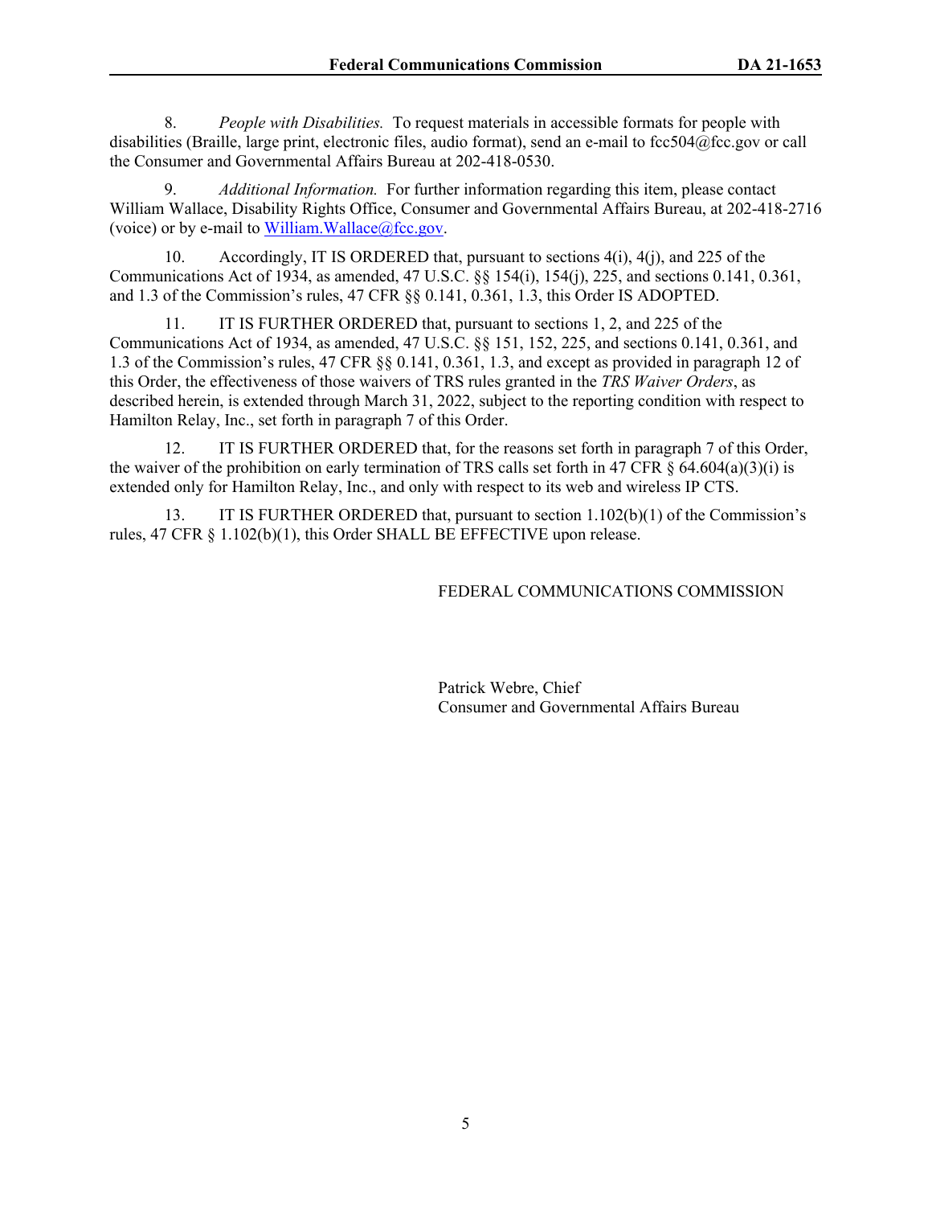8. *People with Disabilities.* To request materials in accessible formats for people with disabilities (Braille, large print, electronic files, audio format), send an e-mail to fcc504@fcc.gov or call the Consumer and Governmental Affairs Bureau at 202-418-0530.

9. *Additional Information.* For further information regarding this item, please contact William Wallace, Disability Rights Office, Consumer and Governmental Affairs Bureau, at 202-418-2716 (voice) or by e-mail to William.Wallace@fcc.gov.

10. Accordingly, IT IS ORDERED that, pursuant to sections 4(i), 4(j), and 225 of the Communications Act of 1934, as amended, 47 U.S.C. §§ 154(i), 154(j), 225, and sections 0.141, 0.361, and 1.3 of the Commission's rules, 47 CFR §§ 0.141, 0.361, 1.3, this Order IS ADOPTED.

11. IT IS FURTHER ORDERED that, pursuant to sections 1, 2, and 225 of the Communications Act of 1934, as amended, 47 U.S.C. §§ 151, 152, 225, and sections 0.141, 0.361, and 1.3 of the Commission's rules, 47 CFR §§ 0.141, 0.361, 1.3, and except as provided in paragraph 12 of this Order, the effectiveness of those waivers of TRS rules granted in the *TRS Waiver Orders*, as described herein, is extended through March 31, 2022, subject to the reporting condition with respect to Hamilton Relay, Inc., set forth in paragraph 7 of this Order.

12. IT IS FURTHER ORDERED that, for the reasons set forth in paragraph 7 of this Order, the waiver of the prohibition on early termination of TRS calls set forth in 47 CFR § 64.604(a)(3)(i) is extended only for Hamilton Relay, Inc., and only with respect to its web and wireless IP CTS.

13. IT IS FURTHER ORDERED that, pursuant to section 1.102(b)(1) of the Commission's rules, 47 CFR § 1.102(b)(1), this Order SHALL BE EFFECTIVE upon release.

FEDERAL COMMUNICATIONS COMMISSION

Patrick Webre, Chief
Consumer and Governmental Affairs Bureau